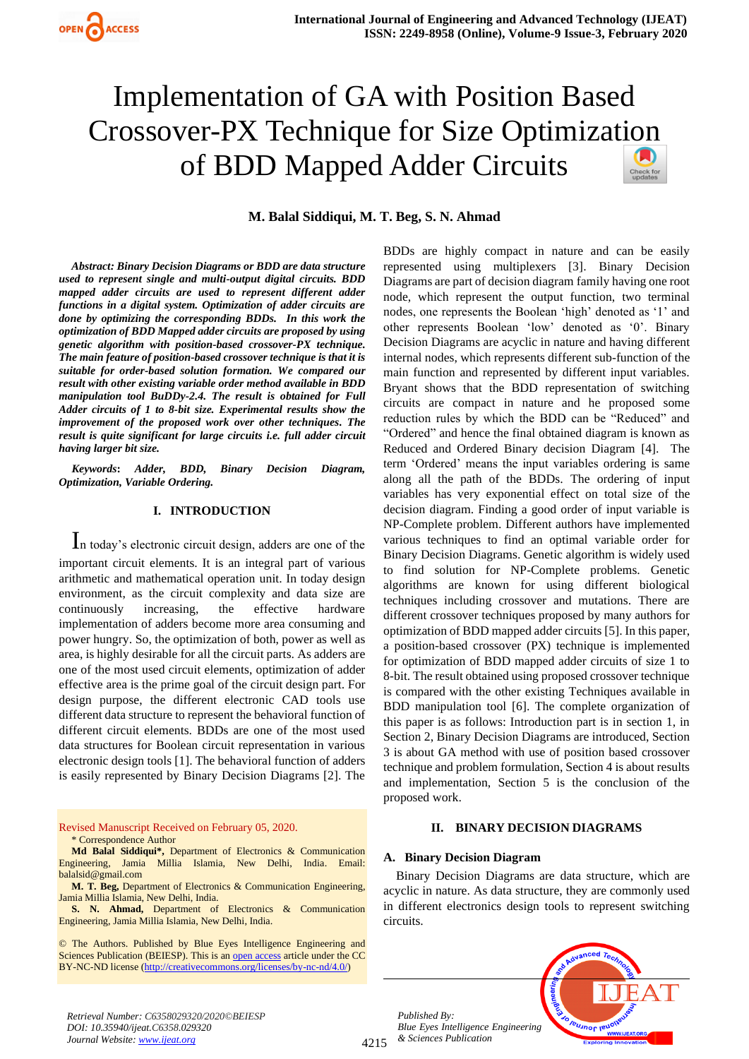# Implementation of GA with Position Based Crossover-PX Technique for Size Optimization of BDD Mapped Adder Circuits

**M. Balal Siddiqui, M. T. Beg, S. N. Ahmad**

***Abstract: Binary Decision Diagrams or BDD are data structure used to represent single and multi-output digital circuits. BDD mapped adder circuits are used to represent different adder functions in a digital system. Optimization of adder circuits are done by optimizing the corresponding BDDs. In this work the optimization of BDD Mapped adder circuits are proposed by using genetic algorithm with position-based crossover-PX technique. The main feature of position-based crossover technique is that it is suitable for order-based solution formation. We compared our result with other existing variable order method available in BDD manipulation tool BuDDy-2.4. The result is obtained for Full Adder circuits of 1 to 8-bit size. Experimental results show the improvement of the proposed work over other techniques. The result is quite significant for large circuits i.e. full adder circuit having larger bit size.***

***Keywords*: *Adder, BDD, Binary Decision Diagram, Optimization, Variable Ordering.***

## I. INTRODUCTION

In today's electronic circuit design, adders are one of the important circuit elements. It is an integral part of various arithmetic and mathematical operation unit. In today design environment, as the circuit complexity and data size are continuously increasing, the effective hardware implementation of adders become more area consuming and power hungry. So, the optimization of both, power as well as area, is highly desirable for all the circuit parts. As adders are one of the most used circuit elements, optimization of adder effective area is the prime goal of the circuit design part. For design purpose, the different electronic CAD tools use different data structure to represent the behavioral function of different circuit elements. BDDs are one of the most used data structures for Boolean circuit representation in various electronic design tools [1]. The behavioral function of adders is easily represented by Binary Decision Diagrams [2]. The BDDs are highly compact in nature and can be easily represented using multiplexers [3]. Binary Decision Diagrams are part of decision diagram family having one root node, which represent the output function, two terminal nodes, one represents the Boolean 'high' denoted as '1' and other represents Boolean 'low' denoted as '0'. Binary Decision Diagrams are acyclic in nature and having different internal nodes, which represents different sub-function of the main function and represented by different input variables. Bryant shows that the BDD representation of switching circuits are compact in nature and he proposed some reduction rules by which the BDD can be "Reduced" and "Ordered" and hence the final obtained diagram is known as Reduced and Ordered Binary decision Diagram [4]. The term 'Ordered' means the input variables ordering is same along all the path of the BDDs. The ordering of input variables has very exponential effect on total size of the decision diagram. Finding a good order of input variable is NP-Complete problem. Different authors have implemented various techniques to find an optimal variable order for Binary Decision Diagrams. Genetic algorithm is widely used to find solution for NP-Complete problems. Genetic algorithms are known for using different biological techniques including crossover and mutations. There are different crossover techniques proposed by many authors for optimization of BDD mapped adder circuits [5]. In this paper, a position-based crossover (PX) technique is implemented for optimization of BDD mapped adder circuits of size 1 to 8-bit. The result obtained using proposed crossover technique is compared with the other existing Techniques available in BDD manipulation tool [6]. The complete organization of this paper is as follows: Introduction part is in section 1, in Section 2, Binary Decision Diagrams are introduced, Section 3 is about GA method with use of position based crossover technique and problem formulation, Section 4 is about results and implementation, Section 5 is the conclusion of the proposed work.

## II. BINARY DECISION DIAGRAMS

### A. Binary Decision Diagram

Binary Decision Diagrams are data structure, which are acyclic in nature. As data structure, they are commonly used in different electronics design tools to represent switching circuits.

Revised Manuscript Received on February 05, 2020.

\* Correspondence Author

**Md Balal Siddiqui\***, Department of Electronics & Communication Engineering, Jamia Millia Islamia, New Delhi, India. Email: balalsid@gmail.com

**M. T. Beg,** Department of Electronics & Communication Engineering, Jamia Millia Islamia, New Delhi, India.

**S. N. Ahmad,** Department of Electronics & Communication Engineering, Jamia Millia Islamia, New Delhi, India.

© The Authors. Published by Blue Eyes Intelligence Engineering and Sciences Publication (BEIESP). This is an open access article under the CC BY-NC-ND license (http://creativecommons.org/licenses/by-nc-nd/4.0/)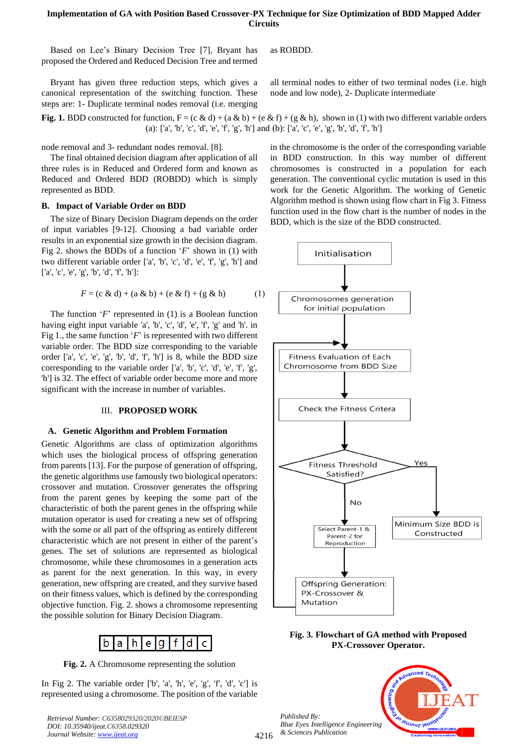Based on Lee's Binary Decision Tree [7], Bryant has proposed the Ordered and Reduced Decision Tree and termed as ROBDD.

Bryant has given three reduction steps, which gives a canonical representation of the switching function. These steps are: 1- Duplicate terminal nodes removal (i.e. merging all terminal nodes to either of two terminal nodes (i.e. high node and low node), 2- Duplicate intermediate

**Fig. 1.** BDD constructed for function, F = (c & d) + (a & b) + (e & f) + (g & h), shown in (1) with two different variable orders (a): ['a', 'b', 'c', 'd', 'e', 'f', 'g', 'h'] and (b): ['a', 'c', 'e', 'g', 'b', 'd', 'f', 'h']

node removal and 3- redundant nodes removal. [8].

The final obtained decision diagram after application of all three rules is in Reduced and Ordered form and known as Reduced and Ordered BDD (ROBDD) which is simply represented as BDD.

### B. Impact of Variable Order on BDD

The size of Binary Decision Diagram depends on the order of input variables [9-12]. Choosing a bad variable order results in an exponential size growth in the decision diagram. Fig 2. shows the BDDs of a function '*F*' shown in (1) with two different variable order ['a', 'b', 'c', 'd', 'e', 'f', 'g', 'h'] and ['a', 'c', 'e', 'g', 'b', 'd', 'f', 'h']:

$$F = (c \,\&\, d) + (a \,\&\, b) + (e \,\&\, f) + (g \,\&\, h) \qquad (1)$$

The function '*F*' represented in (1) is a Boolean function having eight input variable 'a', 'b', 'c', 'd', 'e', 'f', 'g' and 'h'. in Fig 1., the same function '*F*' is represented with two different variable order. The BDD size corresponding to the variable order ['a', 'c', 'e', 'g', 'b', 'd', 'f', 'h'] is 8, while the BDD size corresponding to the variable order ['a', 'b', 'c', 'd', 'e', 'f', 'g', 'h'] is 32. The effect of variable order become more and more significant with the increase in number of variables.

## III. PROPOSED WORK

### A. Genetic Algorithm and Problem Formation

Genetic Algorithms are class of optimization algorithms which uses the biological process of offspring generation from parents [13]. For the purpose of generation of offspring, the genetic algorithms use famously two biological operators: crossover and mutation. Crossover generates the offspring from the parent genes by keeping the some part of the characteristic of both the parent genes in the offspring while mutation operator is used for creating a new set of offspring with the some or all part of the offspring as entirely different characteristic which are not present in either of the parent's genes. The set of solutions are represented as biological chromosome, while these chromosomes in a generation acts as parent for the next generation. In this way, in every generation, new offspring are created, and they survive based on their fitness values, which is defined by the corresponding objective function. Fig. 2. shows a chromosome representing the possible solution for Binary Decision Diagram.

| b | a | h | e | g | f | d | c |
|---|---|---|---|---|---|---|---|

**Fig. 2.** A Chromosome representing the solution

In Fig 2. The variable order ['b', 'a', 'h', 'e', 'g', 'f', 'd', 'c'] is represented using a chromosome. The position of the variable in the chromosome is the order of the corresponding variable in BDD construction. In this way number of different chromosomes is constructed in a population for each generation. The conventional cyclic mutation is used in this work for the Genetic Algorithm. The working of Genetic Algorithm method is shown using flow chart in Fig 3. Fitness function used in the flow chart is the number of nodes in the BDD, which is the size of the BDD constructed.

Initialisation → Chromosomes generation for initial population → Fitness Evaluation of Each Chromosome from BDD Size → Check the Fitness Critera → Fitness Threshold Satisfied?
- Yes → Minimum Size BDD is Constructed
- No → Select Parent-1 & Parent-2 for Reproduction → Offspring Generation: PX-Crossover & Mutation → (back to Fitness Evaluation of Each Chromosome from BDD Size)

**Fig. 3. Flowchart of GA method with Proposed PX-Crossover Operator.**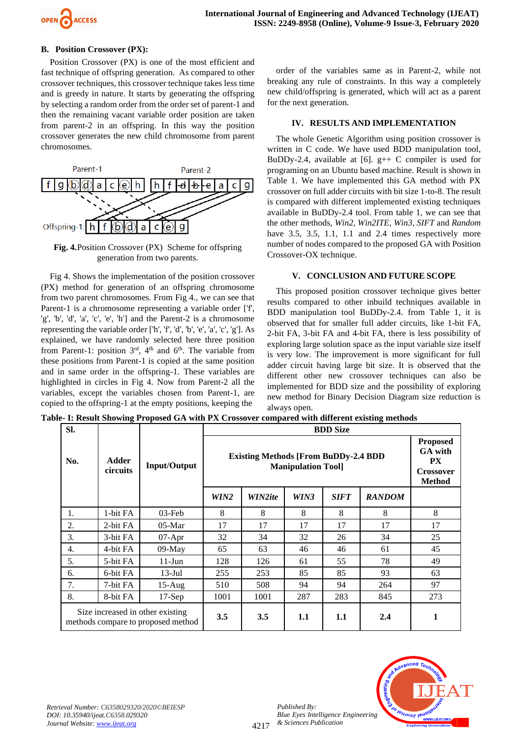### B. Position Crossover (PX):

Position Crossover (PX) is one of the most efficient and fast technique of offspring generation. As compared to other crossover techniques, this crossover technique takes less time and is greedy in nature. It starts by generating the offspring by selecting a random order from the order set of parent-1 and then the remaining vacant variable order position are taken from parent-2 in an offspring. In this way the position crossover generates the new child chromosome from parent chromosomes.

**Fig. 4.**Position Crossover (PX) Scheme for offspring generation from two parents.

Fig 4. Shows the implementation of the position crossover (PX) method for generation of an offspring chromosome from two parent chromosomes. From Fig 4., we can see that Parent-1 is a chromosome representing a variable order ['f', 'g', 'b', 'd', 'a', 'c', 'e', 'h'] and the Parent-2 is a chromosome representing the variable order ['h', 'f', 'd', 'b', 'e', 'a', 'c', 'g']. As explained, we have randomly selected here three position from Parent-1: position 3rd, 4th and 6th. The variable from these positions from Parent-1 is copied at the same position and in same order in the offspring-1. These variables are highlighted in circles in Fig 4. Now from Parent-2 all the variables, except the variables chosen from Parent-1, are copied to the offspring-1 at the empty positions, keeping the order of the variables same as in Parent-2, while not breaking any rule of constraints. In this way a completely new child/offspring is generated, which will act as a parent for the next generation.

## IV. RESULTS AND IMPLEMENTATION

The whole Genetic Algorithm using position crossover is written in C code. We have used BDD manipulation tool, BuDDy-2.4, available at [6]. g++ C compiler is used for programing on an Ubuntu based machine. Result is shown in Table 1. We have implemented this GA method with PX crossover on full adder circuits with bit size 1-to-8. The result is compared with different implemented existing techniques available in BuDDy-2.4 tool. From table 1, we can see that the other methods, *Win2*, *Win2ITE*, *Win3*, *SIFT* and *Random* have 3.5, 3.5, 1.1, 1.1 and 2.4 times respectively more number of nodes compared to the proposed GA with Position Crossover-OX technique.

## V. CONCLUSION AND FUTURE SCOPE

This proposed position crossover technique gives better results compared to other inbuild techniques available in BDD manipulation tool BuDDy-2.4. from Table 1, it is observed that for smaller full adder circuits, like 1-bit FA, 2-bit FA, 3-bit FA and 4-bit FA, there is less possibility of exploring large solution space as the input variable size itself is very low. The improvement is more significant for full adder circuit having large bit size. It is observed that the different other new crossover techniques can also be implemented for BDD size and the possibility of exploring new method for Binary Decision Diagram size reduction is always open.

**Table- I: Result Showing Proposed GA with PX Crossover compared with different existing methods**

| Sl. No. | Adder circuits | Input/Output | BDD Size | | | | | |
|---|---|---|---|---|---|---|---|---|
| | | | Existing Methods [From BuDDy-2.4 BDD Manipulation Tool] | | | | | Proposed GA with PX Crossover Method |
| | | | *WIN2* | *WIN2ite* | *WIN3* | *SIFT* | *RANDOM* | |
| 1. | 1-bit FA | 03-Feb | 8 | 8 | 8 | 8 | 8 | 8 |
| 2. | 2-bit FA | 05-Mar | 17 | 17 | 17 | 17 | 17 | 17 |
| 3. | 3-bit FA | 07-Apr | 32 | 34 | 32 | 26 | 34 | 25 |
| 4. | 4-bit FA | 09-May | 65 | 63 | 46 | 46 | 61 | 45 |
| 5. | 5-bit FA | 11-Jun | 128 | 126 | 61 | 55 | 78 | 49 |
| 6. | 6-bit FA | 13-Jul | 255 | 253 | 85 | 85 | 93 | 63 |
| 7. | 7-bit FA | 15-Aug | 510 | 508 | 94 | 94 | 264 | 97 |
| 8. | 8-bit FA | 17-Sep | 1001 | 1001 | 287 | 283 | 845 | 273 |
| Size increased in other existing methods compare to proposed method | | | **3.5** | **3.5** | **1.1** | **1.1** | **2.4** | **1** |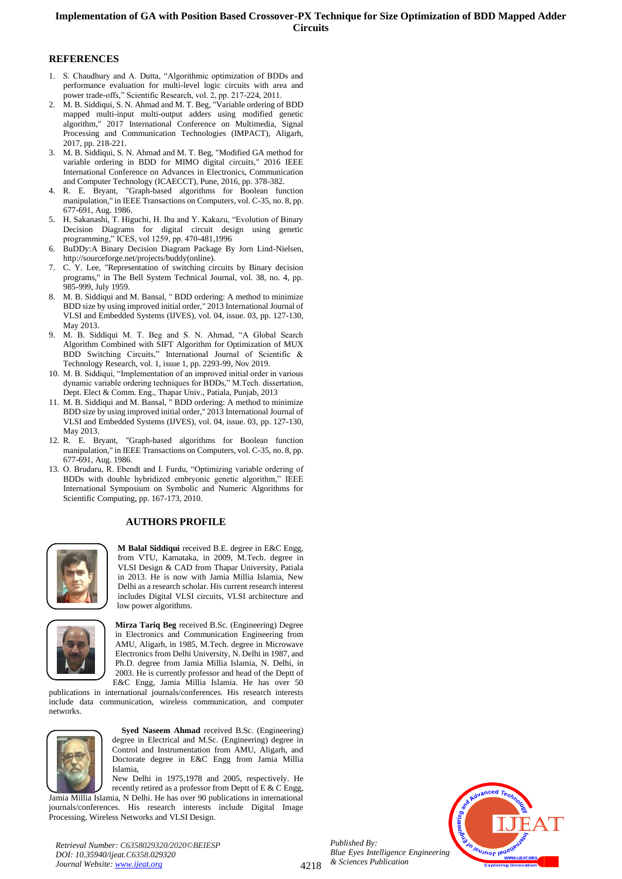## REFERENCES

1. S. Chaudhury and A. Dutta, “Algorithmic optimization of BDDs and performance evaluation for multi-level logic circuits with area and power trade-offs,” Scientific Research, vol. 2, pp. 217-224, 2011.
2. M. B. Siddiqui, S. N. Ahmad and M. T. Beg, "Variable ordering of BDD mapped multi-input multi-output adders using modified genetic algorithm," 2017 International Conference on Multimedia, Signal Processing and Communication Technologies (IMPACT), Aligarh, 2017, pp. 218-221.
3. M. B. Siddiqui, S. N. Ahmad and M. T. Beg, "Modified GA method for variable ordering in BDD for MIMO digital circuits," 2016 IEEE International Conference on Advances in Electronics, Communication and Computer Technology (ICAECCT), Pune, 2016, pp. 378-382.
4. R. E. Bryant, "Graph-based algorithms for Boolean function manipulation," in IEEE Transactions on Computers, vol. C-35, no. 8, pp. 677-691, Aug. 1986.
5. H. Sakanashi, T. Higuchi, H. Iba and Y. Kakazu, “Evolution of Binary Decision Diagrams for digital circuit design using genetic programming,” ICES, vol 1259, pp. 470-481,1996
6. BuDDy:A Binary Decision Diagram Package By Jorn Lind-Nielsen, http://sourceforge.net/projects/buddy(online).
7. C. Y. Lee, "Representation of switching circuits by Binary decision programs," in The Bell System Technical Journal, vol. 38, no. 4, pp. 985-999, July 1959.
8. M. B. Siddiqui and M. Bansal, " BDD ordering: A method to minimize BDD size by using improved initial order," 2013 International Journal of VLSI and Embedded Systems (IJVES), vol. 04, issue. 03, pp. 127-130, May 2013.
9. M. B. Siddiqui M. T. Beg and S. N. Ahmad, “A Global Search Algorithm Combined with SIFT Algorithm for Optimization of MUX BDD Switching Circuits,” International Journal of Scientific & Technology Research, vol. 1, issue 1, pp. 2293-99, Nov 2019.
10. M. B. Siddiqui, “Implementation of an improved initial order in various dynamic variable ordering techniques for BDDs,” M.Tech. dissertation, Dept. Elect & Comm. Eng., Thapar Univ., Patiala, Punjab, 2013
11. M. B. Siddiqui and M. Bansal, " BDD ordering: A method to minimize BDD size by using improved initial order," 2013 International Journal of VLSI and Embedded Systems (IJVES), vol. 04, issue. 03, pp. 127-130, May 2013.
12. R. E. Bryant, "Graph-based algorithms for Boolean function manipulation," in IEEE Transactions on Computers, vol. C-35, no. 8, pp. 677-691, Aug. 1986.
13. O. Brudaru, R. Ebendt and I. Furdu, “Optimizing variable ordering of BDDs with double hybridized embryonic genetic algorithm,” IEEE International Symposium on Symbolic and Numeric Algorithms for Scientific Computing, pp. 167-173, 2010.

## AUTHORS PROFILE

**M Balal Siddiqui** received B.E. degree in E&C Engg, from VTU, Karnataka, in 2009, M.Tech. degree in VLSI Design & CAD from Thapar University, Patiala in 2013. He is now with Jamia Millia Islamia, New Delhi as a research scholar. His current research interest includes Digital VLSI circuits, VLSI architecture and low power algorithms.

**Mirza Tariq Beg** received B.Sc. (Engineering) Degree in Electronics and Communication Engineering from AMU, Aligarh, in 1985, M.Tech. degree in Microwave Electronics from Delhi University, N. Delhi in 1987, and Ph.D. degree from Jamia Millia Islamia, N. Delhi, in 2003. He is currently professor and head of the Deptt of E&C Engg, Jamia Millia Islamia. He has over 50 publications in international journals/conferences. His research interests include data communication, wireless communication, and computer networks.

**Syed Naseem Ahmad** received B.Sc. (Engineering) degree in Electrical and M.Sc. (Engineering) degree in Control and Instrumentation from AMU, Aligarh, and Doctorate degree in E&C Engg from Jamia Millia Islamia, New Delhi in 1975,1978 and 2005, respectively. He recently retired as a professor from Deptt of E & C Engg, Jamia Millia Islamia, N Delhi. He has over 90 publications in international journals/conferences. His research interests include Digital Image Processing, Wireless Networks and VLSI Design.